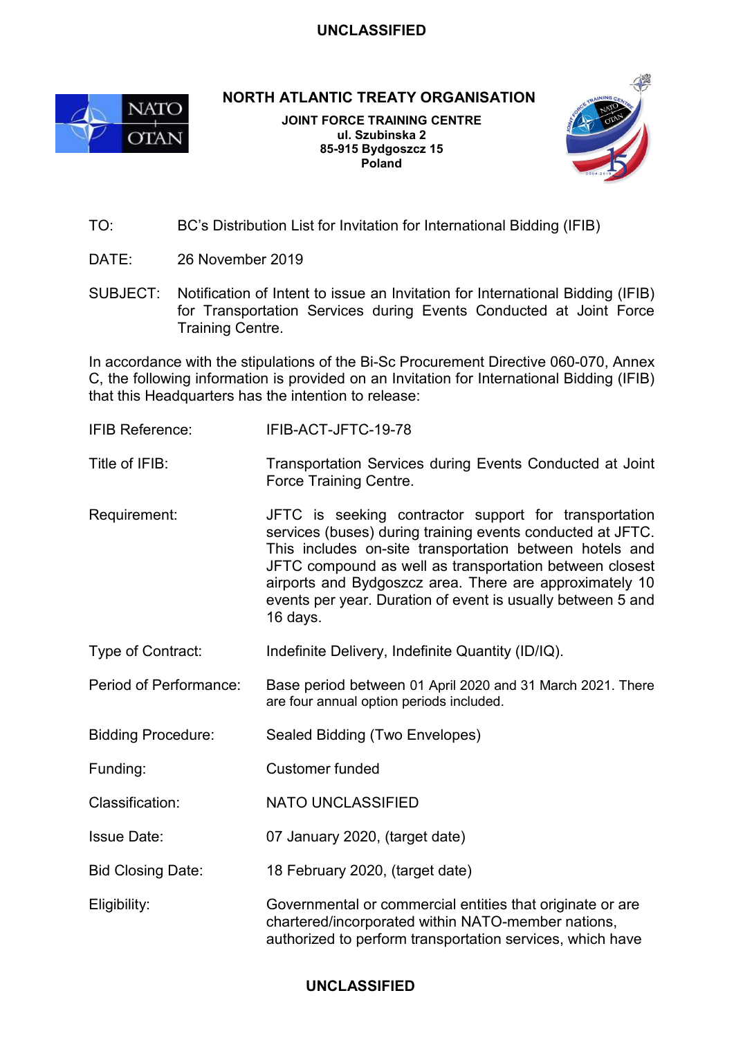**NORTH ATLANTIC TREATY ORGANISATION**

**JOINT FORCE TRAINING CENTRE**
**ul. Szubinska 2**
**85-915 Bydgoszcz 15**
**Poland**

TO: BC's Distribution List for Invitation for International Bidding (IFIB)

DATE: 26 November 2019

SUBJECT: Notification of Intent to issue an Invitation for International Bidding (IFIB) for Transportation Services during Events Conducted at Joint Force Training Centre.

In accordance with the stipulations of the Bi-Sc Procurement Directive 060-070, Annex C, the following information is provided on an Invitation for International Bidding (IFIB) that this Headquarters has the intention to release:

| | |
|---|---|
| IFIB Reference: | IFIB-ACT-JFTC-19-78 |
| Title of IFIB: | Transportation Services during Events Conducted at Joint Force Training Centre. |
| Requirement: | JFTC is seeking contractor support for transportation services (buses) during training events conducted at JFTC. This includes on-site transportation between hotels and JFTC compound as well as transportation between closest airports and Bydgoszcz area. There are approximately 10 events per year. Duration of event is usually between 5 and 16 days. |
| Type of Contract: | Indefinite Delivery, Indefinite Quantity (ID/IQ). |
| Period of Performance: | Base period between 01 April 2020 and 31 March 2021. There are four annual option periods included. |
| Bidding Procedure: | Sealed Bidding (Two Envelopes) |
| Funding: | Customer funded |
| Classification: | NATO UNCLASSIFIED |
| Issue Date: | 07 January 2020, (target date) |
| Bid Closing Date: | 18 February 2020, (target date) |
| Eligibility: | Governmental or commercial entities that originate or are chartered/incorporated within NATO-member nations, authorized to perform transportation services, which have |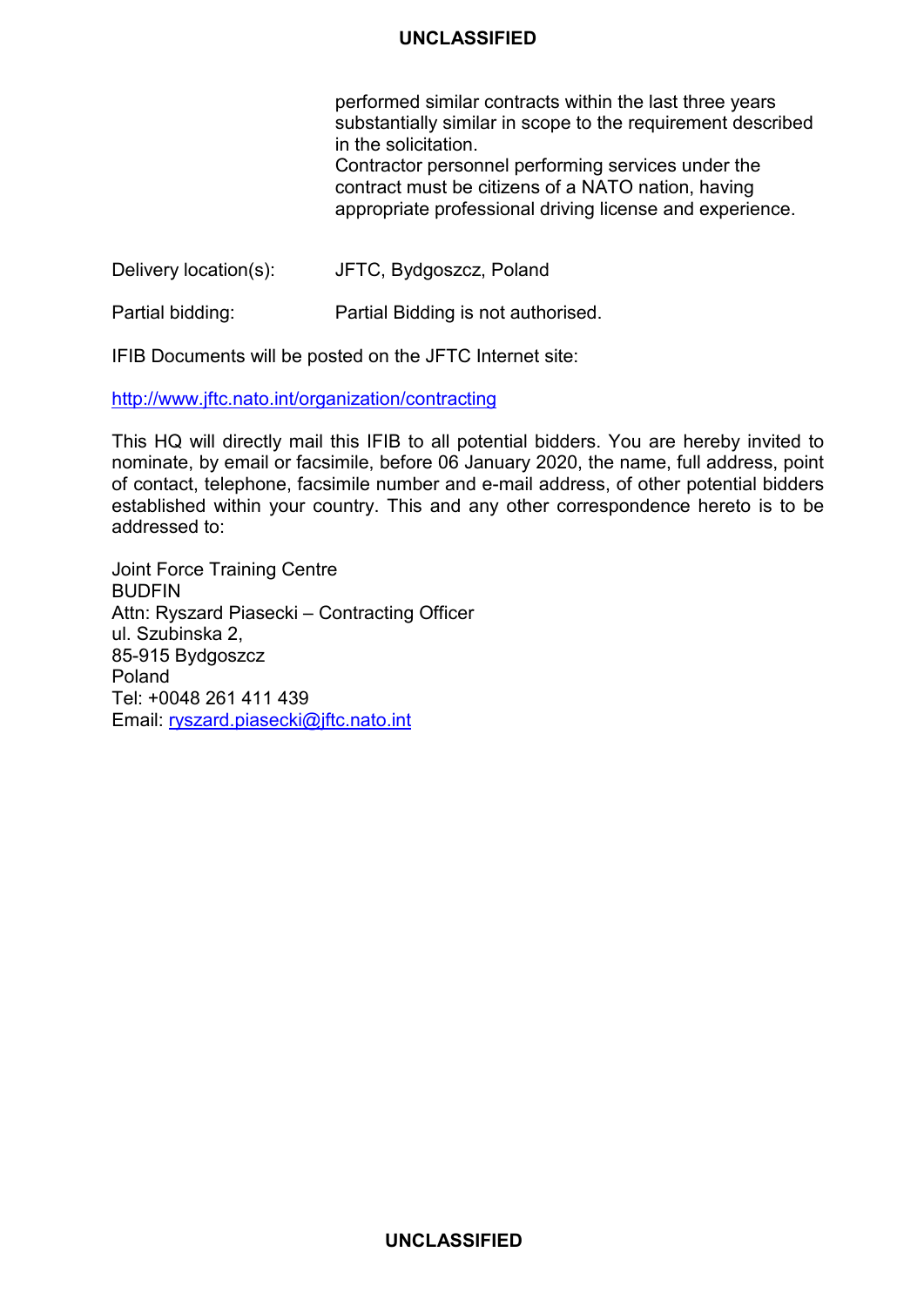performed similar contracts within the last three years substantially similar in scope to the requirement described in the solicitation.
Contractor personnel performing services under the contract must be citizens of a NATO nation, having appropriate professional driving license and experience.

Delivery location(s): JFTC, Bydgoszcz, Poland

Partial bidding: Partial Bidding is not authorised.

IFIB Documents will be posted on the JFTC Internet site:

http://www.jftc.nato.int/organization/contracting

This HQ will directly mail this IFIB to all potential bidders. You are hereby invited to nominate, by email or facsimile, before 06 January 2020, the name, full address, point of contact, telephone, facsimile number and e-mail address, of other potential bidders established within your country. This and any other correspondence hereto is to be addressed to:

Joint Force Training Centre
BUDFIN
Attn: Ryszard Piasecki – Contracting Officer
ul. Szubinska 2,
85-915 Bydgoszcz
Poland
Tel: +0048 261 411 439
Email: ryszard.piasecki@jftc.nato.int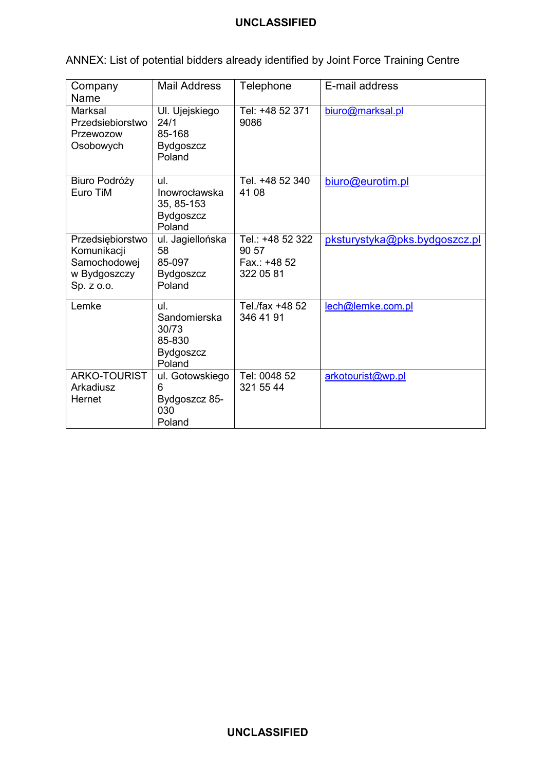ANNEX: List of potential bidders already identified by Joint Force Training Centre

| Company Name | Mail Address | Telephone | E-mail address |
|---|---|---|---|
| Marksal Przedsiebiorstwo Przewozow Osobowych | Ul. Ujejskiego 24/1 85-168 Bydgoszcz Poland | Tel: +48 52 371 9086 | biuro@marksal.pl |
| Biuro Podróży Euro TiM | ul. Inowrocławska 35, 85-153 Bydgoszcz Poland | Tel. +48 52 340 41 08 | biuro@eurotim.pl |
| Przedsiębiorstwo Komunikacji Samochodowej w Bydgoszczy Sp. z o.o. | ul. Jagiellońska 58 85-097 Bydgoszcz Poland | Tel.: +48 52 322 90 57 Fax.: +48 52 322 05 81 | pksturystyka@pks.bydgoszcz.pl |
| Lemke | ul. Sandomierska 30/73 85-830 Bydgoszcz Poland | Tel./fax +48 52 346 41 91 | lech@lemke.com.pl |
| ARKO-TOURIST Arkadiusz Hernet | ul. Gotowskiego 6 Bydgoszcz 85-030 Poland | Tel: 0048 52 321 55 44 | arkotourist@wp.pl |